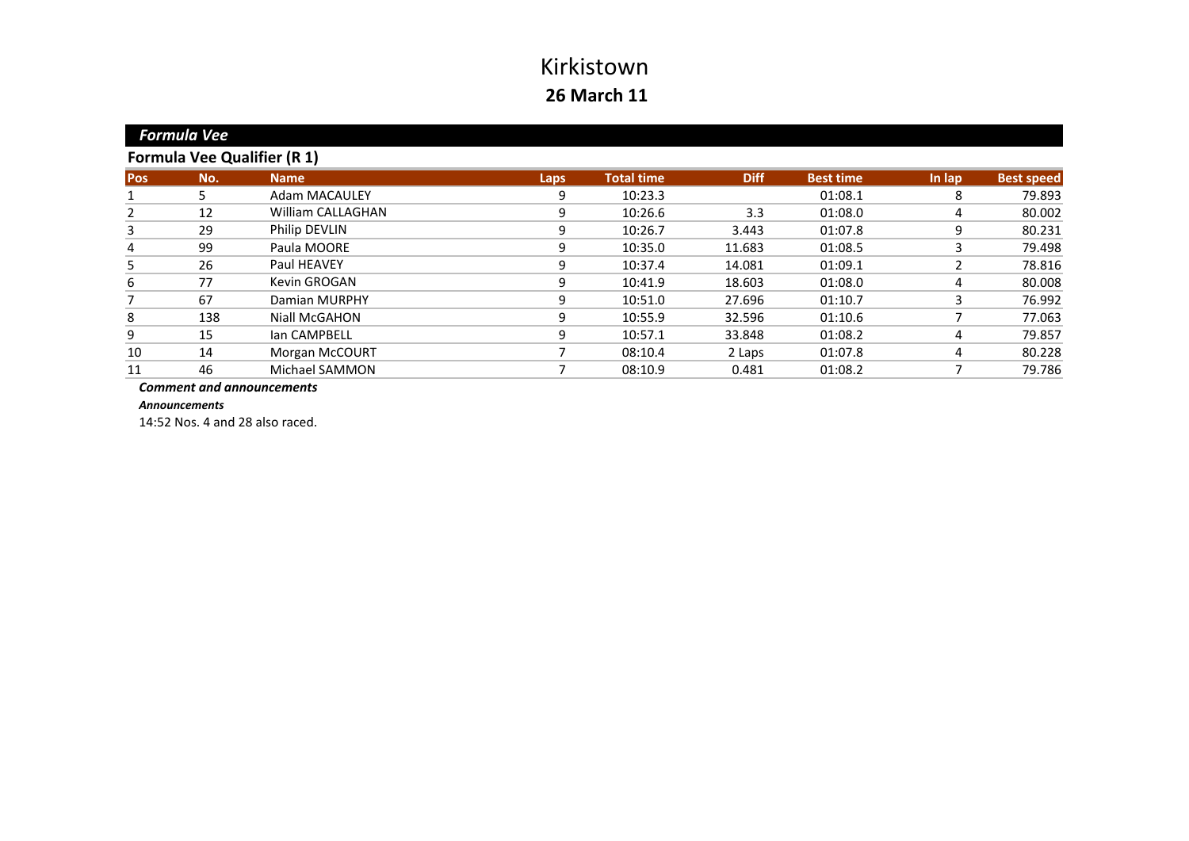# Kirkistown

## 26 March 11

### *Formula Vee*

### Formula Vee Qualifier (R 1)

| Pos | No. | Name | Laps | Total time | Diff | Best time | In lap | Best speed |
|---|---|---|---|---|---|---|---|---|
| 1 | 5 | Adam MACAULEY | 9 | 10:23.3 | | 01:08.1 | 8 | 79.893 |
| 2 | 12 | William CALLAGHAN | 9 | 10:26.6 | 3.3 | 01:08.0 | 4 | 80.002 |
| 3 | 29 | Philip DEVLIN | 9 | 10:26.7 | 3.443 | 01:07.8 | 9 | 80.231 |
| 4 | 99 | Paula MOORE | 9 | 10:35.0 | 11.683 | 01:08.5 | 3 | 79.498 |
| 5 | 26 | Paul HEAVEY | 9 | 10:37.4 | 14.081 | 01:09.1 | 2 | 78.816 |
| 6 | 77 | Kevin GROGAN | 9 | 10:41.9 | 18.603 | 01:08.0 | 4 | 80.008 |
| 7 | 67 | Damian MURPHY | 9 | 10:51.0 | 27.696 | 01:10.7 | 3 | 76.992 |
| 8 | 138 | Niall McGAHON | 9 | 10:55.9 | 32.596 | 01:10.6 | 7 | 77.063 |
| 9 | 15 | Ian CAMPBELL | 9 | 10:57.1 | 33.848 | 01:08.2 | 4 | 79.857 |
| 10 | 14 | Morgan McCOURT | 7 | 08:10.4 | 2 Laps | 01:07.8 | 4 | 80.228 |
| 11 | 46 | Michael SAMMON | 7 | 08:10.9 | 0.481 | 01:08.2 | 7 | 79.786 |

***Comment and announcements***

***Announcements***

14:52 Nos. 4 and 28 also raced.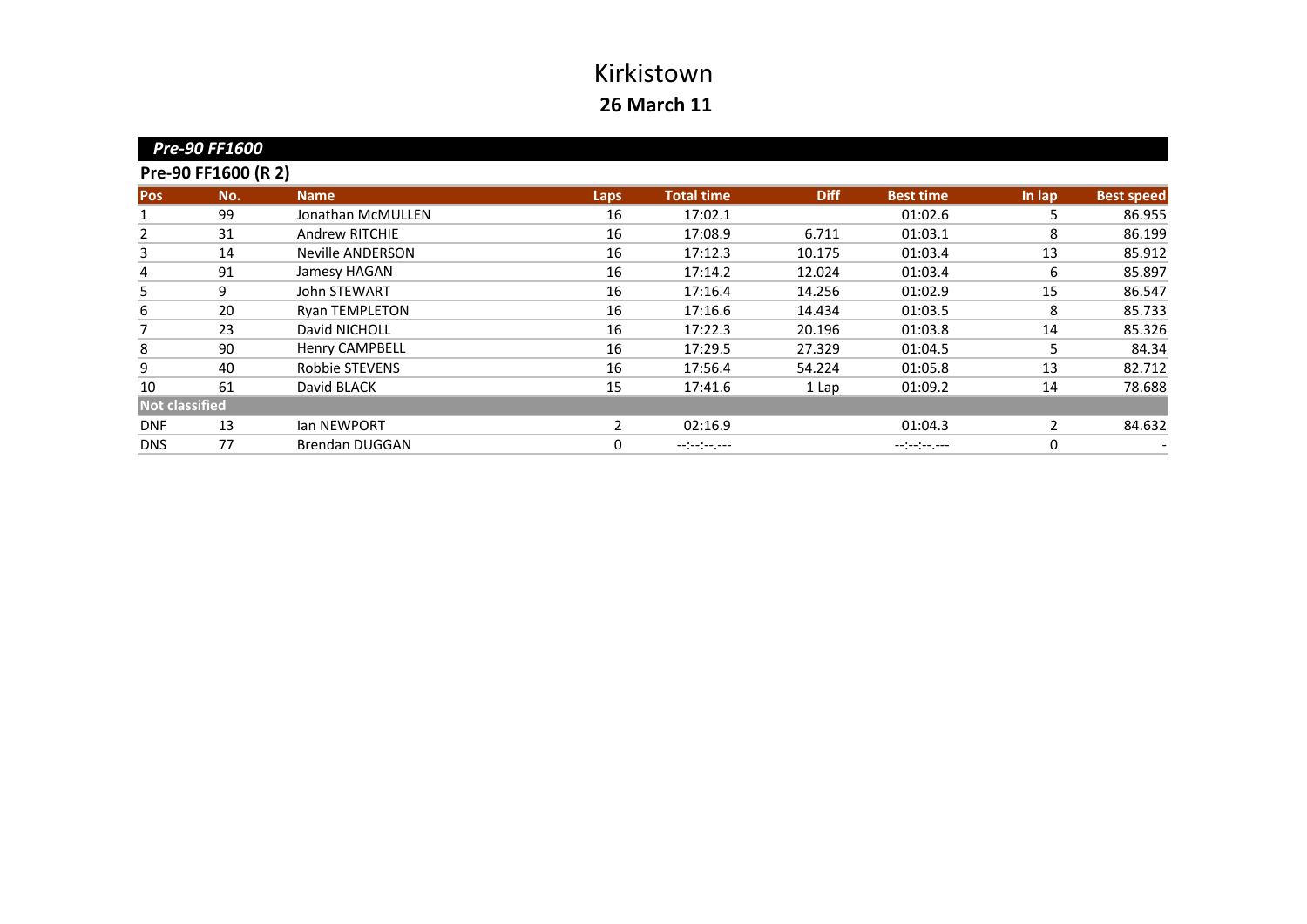# Kirkistown

**26 March 11**

## *Pre-90 FF1600*

### Pre-90 FF1600 (R 2)

| Pos | No. | Name | Laps | Total time | Diff | Best time | In lap | Best speed |
|---|---|---|---|---|---|---|---|---|
| 1 | 99 | Jonathan McMULLEN | 16 | 17:02.1 | | 01:02.6 | 5 | 86.955 |
| 2 | 31 | Andrew RITCHIE | 16 | 17:08.9 | 6.711 | 01:03.1 | 8 | 86.199 |
| 3 | 14 | Neville ANDERSON | 16 | 17:12.3 | 10.175 | 01:03.4 | 13 | 85.912 |
| 4 | 91 | Jamesy HAGAN | 16 | 17:14.2 | 12.024 | 01:03.4 | 6 | 85.897 |
| 5 | 9 | John STEWART | 16 | 17:16.4 | 14.256 | 01:02.9 | 15 | 86.547 |
| 6 | 20 | Ryan TEMPLETON | 16 | 17:16.6 | 14.434 | 01:03.5 | 8 | 85.733 |
| 7 | 23 | David NICHOLL | 16 | 17:22.3 | 20.196 | 01:03.8 | 14 | 85.326 |
| 8 | 90 | Henry CAMPBELL | 16 | 17:29.5 | 27.329 | 01:04.5 | 5 | 84.34 |
| 9 | 40 | Robbie STEVENS | 16 | 17:56.4 | 54.224 | 01:05.8 | 13 | 82.712 |
| 10 | 61 | David BLACK | 15 | 17:41.6 | 1 Lap | 01:09.2 | 14 | 78.688 |
| **Not classified** | | | | | | | | |
| DNF | 13 | Ian NEWPORT | 2 | 02:16.9 | | 01:04.3 | 2 | 84.632 |
| DNS | 77 | Brendan DUGGAN | 0 | --:--:--.--- | | --:--:--.--- | 0 | - |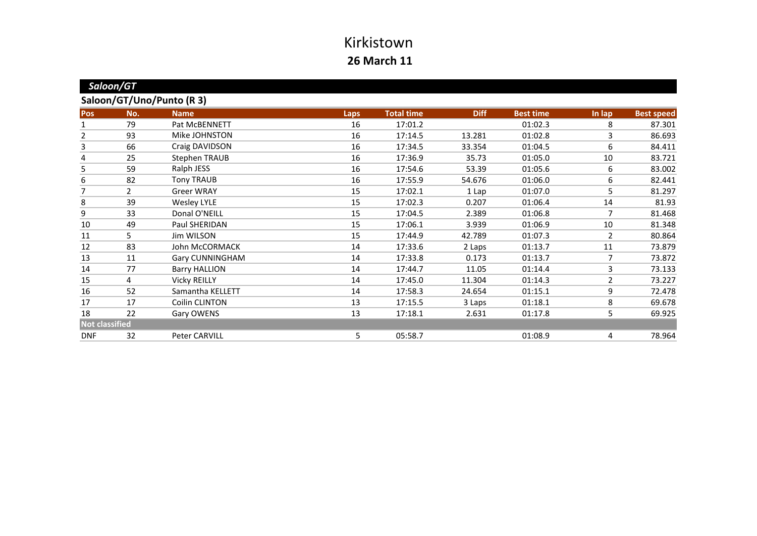# Kirkistown

**26 March 11**

## *Saloon/GT*

### Saloon/GT/Uno/Punto (R 3)

| Pos | No. | Name | Laps | Total time | Diff | Best time | In lap | Best speed |
|---|---|---|---|---|---|---|---|---|
| 1 | 79 | Pat McBENNETT | 16 | 17:01.2 | | 01:02.3 | 8 | 87.301 |
| 2 | 93 | Mike JOHNSTON | 16 | 17:14.5 | 13.281 | 01:02.8 | 3 | 86.693 |
| 3 | 66 | Craig DAVIDSON | 16 | 17:34.5 | 33.354 | 01:04.5 | 6 | 84.411 |
| 4 | 25 | Stephen TRAUB | 16 | 17:36.9 | 35.73 | 01:05.0 | 10 | 83.721 |
| 5 | 59 | Ralph JESS | 16 | 17:54.6 | 53.39 | 01:05.6 | 6 | 83.002 |
| 6 | 82 | Tony TRAUB | 16 | 17:55.9 | 54.676 | 01:06.0 | 6 | 82.441 |
| 7 | 2 | Greer WRAY | 15 | 17:02.1 | 1 Lap | 01:07.0 | 5 | 81.297 |
| 8 | 39 | Wesley LYLE | 15 | 17:02.3 | 0.207 | 01:06.4 | 14 | 81.93 |
| 9 | 33 | Donal O'NEILL | 15 | 17:04.5 | 2.389 | 01:06.8 | 7 | 81.468 |
| 10 | 49 | Paul SHERIDAN | 15 | 17:06.1 | 3.939 | 01:06.9 | 10 | 81.348 |
| 11 | 5 | Jim WILSON | 15 | 17:44.9 | 42.789 | 01:07.3 | 2 | 80.864 |
| 12 | 83 | John McCORMACK | 14 | 17:33.6 | 2 Laps | 01:13.7 | 11 | 73.879 |
| 13 | 11 | Gary CUNNINGHAM | 14 | 17:33.8 | 0.173 | 01:13.7 | 7 | 73.872 |
| 14 | 77 | Barry HALLION | 14 | 17:44.7 | 11.05 | 01:14.4 | 3 | 73.133 |
| 15 | 4 | Vicky REILLY | 14 | 17:45.0 | 11.304 | 01:14.3 | 2 | 73.227 |
| 16 | 52 | Samantha KELLETT | 14 | 17:58.3 | 24.654 | 01:15.1 | 9 | 72.478 |
| 17 | 17 | Coilin CLINTON | 13 | 17:15.5 | 3 Laps | 01:18.1 | 8 | 69.678 |
| 18 | 22 | Gary OWENS | 13 | 17:18.1 | 2.631 | 01:17.8 | 5 | 69.925 |
| **Not classified** | | | | | | | | |
| DNF | 32 | Peter CARVILL | 5 | 05:58.7 | | 01:08.9 | 4 | 78.964 |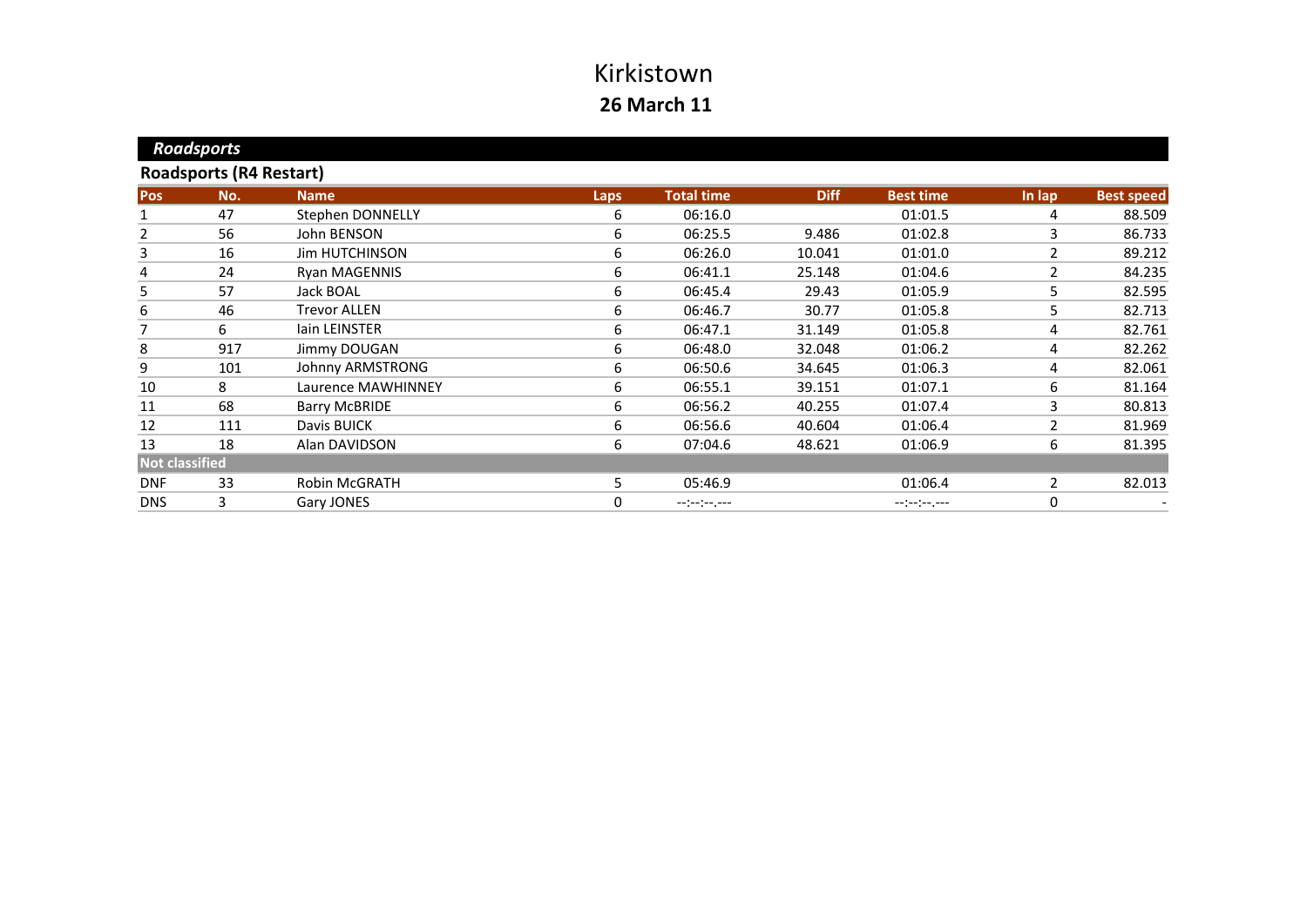# Kirkistown

**26 March 11**

## *Roadsports*

### Roadsports (R4 Restart)

| Pos | No. | Name | Laps | Total time | Diff | Best time | In lap | Best speed |
|---|---|---|---|---|---|---|---|---|
| 1 | 47 | Stephen DONNELLY | 6 | 06:16.0 | | 01:01.5 | 4 | 88.509 |
| 2 | 56 | John BENSON | 6 | 06:25.5 | 9.486 | 01:02.8 | 3 | 86.733 |
| 3 | 16 | Jim HUTCHINSON | 6 | 06:26.0 | 10.041 | 01:01.0 | 2 | 89.212 |
| 4 | 24 | Ryan MAGENNIS | 6 | 06:41.1 | 25.148 | 01:04.6 | 2 | 84.235 |
| 5 | 57 | Jack BOAL | 6 | 06:45.4 | 29.43 | 01:05.9 | 5 | 82.595 |
| 6 | 46 | Trevor ALLEN | 6 | 06:46.7 | 30.77 | 01:05.8 | 5 | 82.713 |
| 7 | 6 | Iain LEINSTER | 6 | 06:47.1 | 31.149 | 01:05.8 | 4 | 82.761 |
| 8 | 917 | Jimmy DOUGAN | 6 | 06:48.0 | 32.048 | 01:06.2 | 4 | 82.262 |
| 9 | 101 | Johnny ARMSTRONG | 6 | 06:50.6 | 34.645 | 01:06.3 | 4 | 82.061 |
| 10 | 8 | Laurence MAWHINNEY | 6 | 06:55.1 | 39.151 | 01:07.1 | 6 | 81.164 |
| 11 | 68 | Barry McBRIDE | 6 | 06:56.2 | 40.255 | 01:07.4 | 3 | 80.813 |
| 12 | 111 | Davis BUICK | 6 | 06:56.6 | 40.604 | 01:06.4 | 2 | 81.969 |
| 13 | 18 | Alan DAVIDSON | 6 | 07:04.6 | 48.621 | 01:06.9 | 6 | 81.395 |
| **Not classified** | | | | | | | | |
| DNF | 33 | Robin McGRATH | 5 | 05:46.9 | | 01:06.4 | 2 | 82.013 |
| DNS | 3 | Gary JONES | 0 | --:--:--.--- | | --:--:--.--- | 0 | - |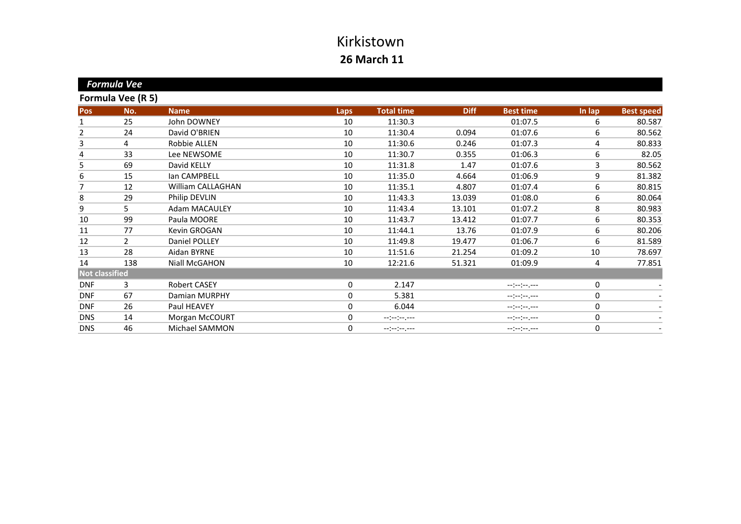# Kirkistown

**26 March 11**

## *Formula Vee*

### Formula Vee (R 5)

| Pos | No. | Name | Laps | Total time | Diff | Best time | In lap | Best speed |
|---|---|---|---|---|---|---|---|---|
| 1 | 25 | John DOWNEY | 10 | 11:30.3 | | 01:07.5 | 6 | 80.587 |
| 2 | 24 | David O'BRIEN | 10 | 11:30.4 | 0.094 | 01:07.6 | 6 | 80.562 |
| 3 | 4 | Robbie ALLEN | 10 | 11:30.6 | 0.246 | 01:07.3 | 4 | 80.833 |
| 4 | 33 | Lee NEWSOME | 10 | 11:30.7 | 0.355 | 01:06.3 | 6 | 82.05 |
| 5 | 69 | David KELLY | 10 | 11:31.8 | 1.47 | 01:07.6 | 3 | 80.562 |
| 6 | 15 | Ian CAMPBELL | 10 | 11:35.0 | 4.664 | 01:06.9 | 9 | 81.382 |
| 7 | 12 | William CALLAGHAN | 10 | 11:35.1 | 4.807 | 01:07.4 | 6 | 80.815 |
| 8 | 29 | Philip DEVLIN | 10 | 11:43.3 | 13.039 | 01:08.0 | 6 | 80.064 |
| 9 | 5 | Adam MACAULEY | 10 | 11:43.4 | 13.101 | 01:07.2 | 8 | 80.983 |
| 10 | 99 | Paula MOORE | 10 | 11:43.7 | 13.412 | 01:07.7 | 6 | 80.353 |
| 11 | 77 | Kevin GROGAN | 10 | 11:44.1 | 13.76 | 01:07.9 | 6 | 80.206 |
| 12 | 2 | Daniel POLLEY | 10 | 11:49.8 | 19.477 | 01:06.7 | 6 | 81.589 |
| 13 | 28 | Aidan BYRNE | 10 | 11:51.6 | 21.254 | 01:09.2 | 10 | 78.697 |
| 14 | 138 | Niall McGAHON | 10 | 12:21.6 | 51.321 | 01:09.9 | 4 | 77.851 |
| **Not classified** | | | | | | | | |
| DNF | 3 | Robert CASEY | 0 | 2.147 | | --:--:--.--- | 0 | - |
| DNF | 67 | Damian MURPHY | 0 | 5.381 | | --:--:--.--- | 0 | - |
| DNF | 26 | Paul HEAVEY | 0 | 6.044 | | --:--:--.--- | 0 | - |
| DNS | 14 | Morgan McCOURT | 0 | --:--:--.--- | | --:--:--.--- | 0 | - |
| DNS | 46 | Michael SAMMON | 0 | --:--:--.--- | | --:--:--.--- | 0 | - |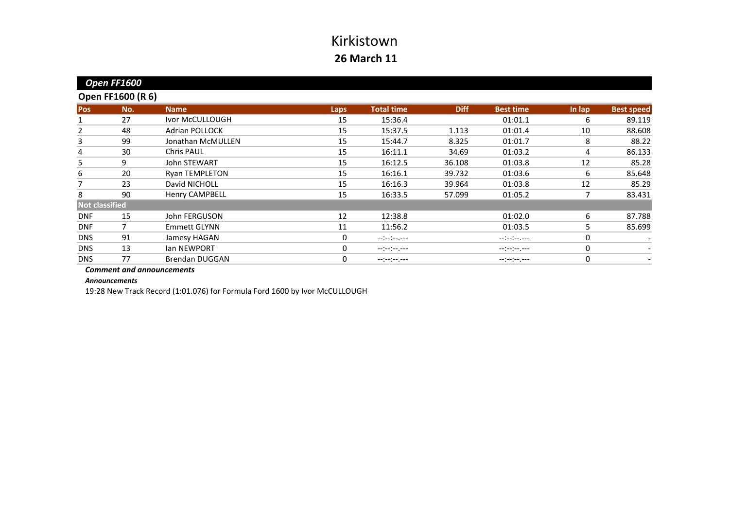# Kirkistown

## 26 March 11

### *Open FF1600*

**Open FF1600 (R 6)**

| Pos | No. | Name | Laps | Total time | Diff | Best time | In lap | Best speed |
|---|---|---|---|---|---|---|---|---|
| 1 | 27 | Ivor McCULLOUGH | 15 | 15:36.4 | | 01:01.1 | 6 | 89.119 |
| 2 | 48 | Adrian POLLOCK | 15 | 15:37.5 | 1.113 | 01:01.4 | 10 | 88.608 |
| 3 | 99 | Jonathan McMULLEN | 15 | 15:44.7 | 8.325 | 01:01.7 | 8 | 88.22 |
| 4 | 30 | Chris PAUL | 15 | 16:11.1 | 34.69 | 01:03.2 | 4 | 86.133 |
| 5 | 9 | John STEWART | 15 | 16:12.5 | 36.108 | 01:03.8 | 12 | 85.28 |
| 6 | 20 | Ryan TEMPLETON | 15 | 16:16.1 | 39.732 | 01:03.6 | 6 | 85.648 |
| 7 | 23 | David NICHOLL | 15 | 16:16.3 | 39.964 | 01:03.8 | 12 | 85.29 |
| 8 | 90 | Henry CAMPBELL | 15 | 16:33.5 | 57.099 | 01:05.2 | 7 | 83.431 |
| **Not classified** | | | | | | | | |
| DNF | 15 | John FERGUSON | 12 | 12:38.8 | | 01:02.0 | 6 | 87.788 |
| DNF | 7 | Emmett GLYNN | 11 | 11:56.2 | | 01:03.5 | 5 | 85.699 |
| DNS | 91 | Jamesy HAGAN | 0 | --:--:--.--- | | --:--:--.--- | 0 | - |
| DNS | 13 | Ian NEWPORT | 0 | --:--:--.--- | | --:--:--.--- | 0 | - |
| DNS | 77 | Brendan DUGGAN | 0 | --:--:--.--- | | --:--:--.--- | 0 | - |

***Comment and announcements***

***Announcements***

19:28 New Track Record (1:01.076) for Formula Ford 1600 by Ivor McCULLOUGH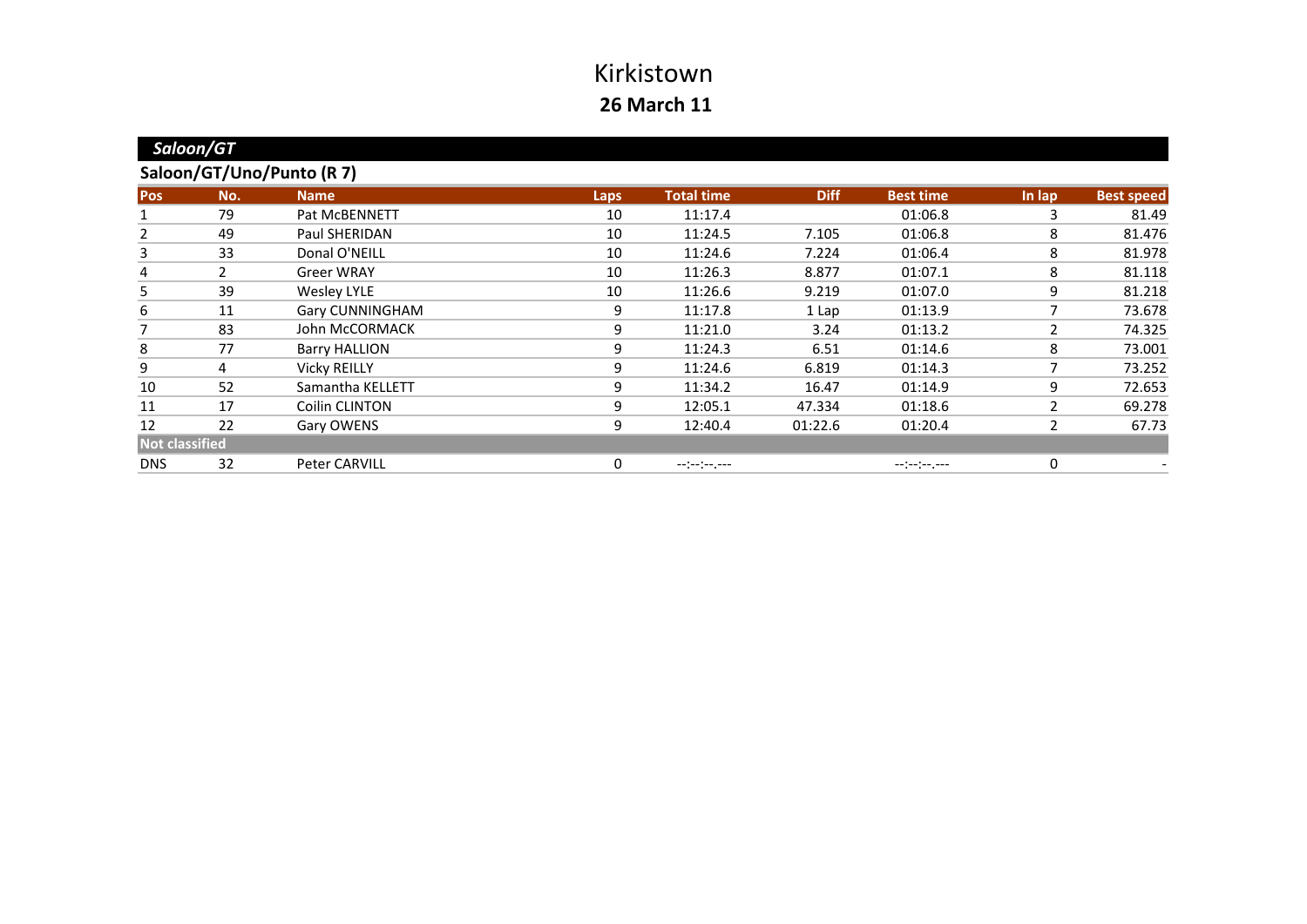# Kirkistown

## 26 March 11

### *Saloon/GT*

### Saloon/GT/Uno/Punto (R 7)

| Pos | No. | Name | Laps | Total time | Diff | Best time | In lap | Best speed |
|---|---|---|---|---|---|---|---|---|
| 1 | 79 | Pat McBENNETT | 10 | 11:17.4 | | 01:06.8 | 3 | 81.49 |
| 2 | 49 | Paul SHERIDAN | 10 | 11:24.5 | 7.105 | 01:06.8 | 8 | 81.476 |
| 3 | 33 | Donal O'NEILL | 10 | 11:24.6 | 7.224 | 01:06.4 | 8 | 81.978 |
| 4 | 2 | Greer WRAY | 10 | 11:26.3 | 8.877 | 01:07.1 | 8 | 81.118 |
| 5 | 39 | Wesley LYLE | 10 | 11:26.6 | 9.219 | 01:07.0 | 9 | 81.218 |
| 6 | 11 | Gary CUNNINGHAM | 9 | 11:17.8 | 1 Lap | 01:13.9 | 7 | 73.678 |
| 7 | 83 | John McCORMACK | 9 | 11:21.0 | 3.24 | 01:13.2 | 2 | 74.325 |
| 8 | 77 | Barry HALLION | 9 | 11:24.3 | 6.51 | 01:14.6 | 8 | 73.001 |
| 9 | 4 | Vicky REILLY | 9 | 11:24.6 | 6.819 | 01:14.3 | 7 | 73.252 |
| 10 | 52 | Samantha KELLETT | 9 | 11:34.2 | 16.47 | 01:14.9 | 9 | 72.653 |
| 11 | 17 | Coilin CLINTON | 9 | 12:05.1 | 47.334 | 01:18.6 | 2 | 69.278 |
| 12 | 22 | Gary OWENS | 9 | 12:40.4 | 01:22.6 | 01:20.4 | 2 | 67.73 |
| **Not classified** | | | | | | | | |
| DNS | 32 | Peter CARVILL | 0 | --:--:--.--- | | --:--:--.--- | 0 | - |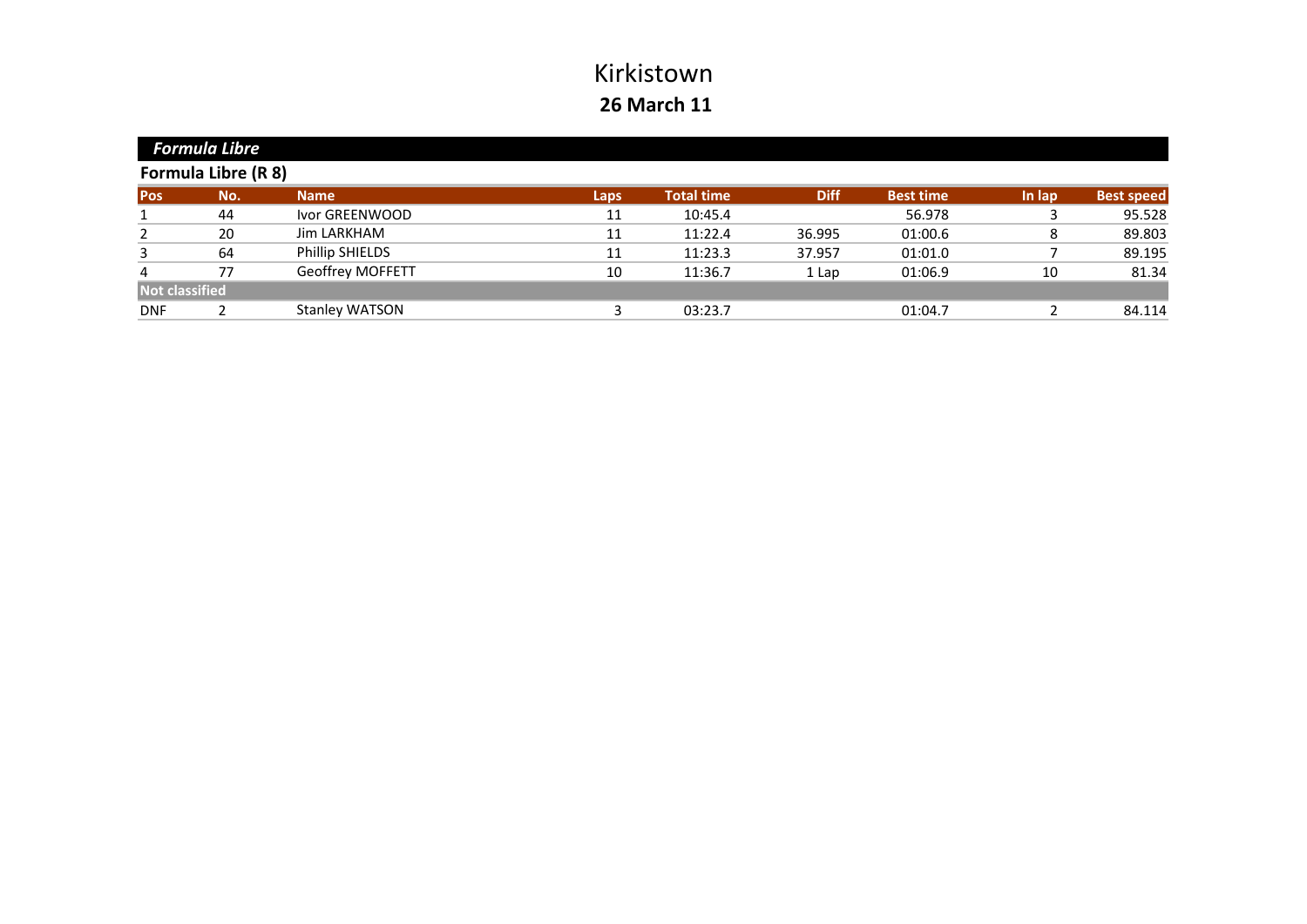# Kirkistown

## 26 March 11

### *Formula Libre*

**Formula Libre (R 8)**

| Pos | No. | Name | Laps | Total time | Diff | Best time | In lap | Best speed |
|---|---|---|---|---|---|---|---|---|
| 1 | 44 | Ivor GREENWOOD | 11 | 10:45.4 | | 56.978 | 3 | 95.528 |
| 2 | 20 | Jim LARKHAM | 11 | 11:22.4 | 36.995 | 01:00.6 | 8 | 89.803 |
| 3 | 64 | Phillip SHIELDS | 11 | 11:23.3 | 37.957 | 01:01.0 | 7 | 89.195 |
| 4 | 77 | Geoffrey MOFFETT | 10 | 11:36.7 | 1 Lap | 01:06.9 | 10 | 81.34 |
| **Not classified** | | | | | | | | |
| DNF | 2 | Stanley WATSON | 3 | 03:23.7 | | 01:04.7 | 2 | 84.114 |